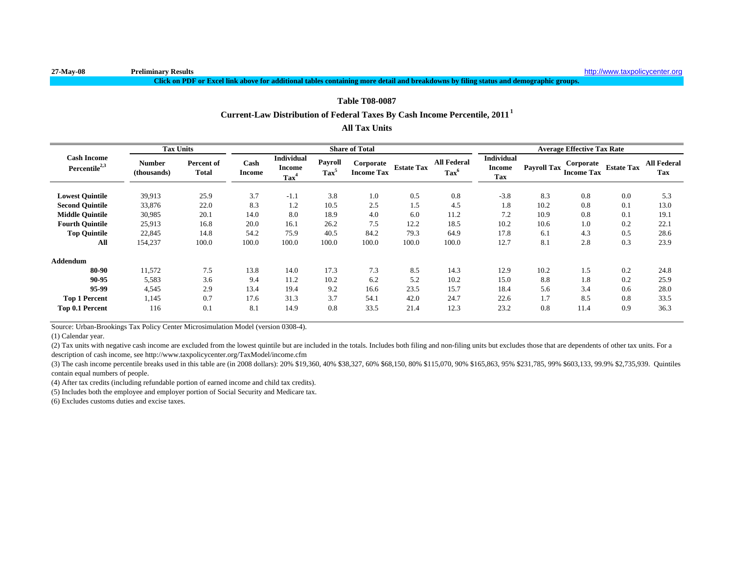27-May-08 **Preliminary Results** http://www.taxpolicycenter.org

**Click on PDF or Excel link above for additional tables containing more detail and breakdowns by filing status and demographic groups.**

## Table T08-0087

## Current-Law Distribution of Federal Taxes By Cash Income Percentile, 2011 [1]

### All Tax Units

| Cash Income Percentile[2,3] | Tax Units | | Share of Total | | | | | | Average Effective Tax Rate | | | | |
|---|---|---|---|---|---|---|---|---|---|---|---|---|---|
| | Number (thousands) | Percent of Total | Cash Income | Individual Income Tax[4] | Payroll Tax[5] | Corporate Income Tax | Estate Tax | All Federal Tax[6] | Individual Income Tax | Payroll Tax | Corporate Income Tax | Estate Tax | All Federal Tax |
| **Lowest Quintile** | 39,913 | 25.9 | 3.7 | -1.1 | 3.8 | 1.0 | 0.5 | 0.8 | -3.8 | 8.3 | 0.8 | 0.0 | 5.3 |
| **Second Quintile** | 33,876 | 22.0 | 8.3 | 1.2 | 10.5 | 2.5 | 1.5 | 4.5 | 1.8 | 10.2 | 0.8 | 0.1 | 13.0 |
| **Middle Quintile** | 30,985 | 20.1 | 14.0 | 8.0 | 18.9 | 4.0 | 6.0 | 11.2 | 7.2 | 10.9 | 0.8 | 0.1 | 19.1 |
| **Fourth Quintile** | 25,913 | 16.8 | 20.0 | 16.1 | 26.2 | 7.5 | 12.2 | 18.5 | 10.2 | 10.6 | 1.0 | 0.2 | 22.1 |
| **Top Quintile** | 22,845 | 14.8 | 54.2 | 75.9 | 40.5 | 84.2 | 79.3 | 64.9 | 17.8 | 6.1 | 4.3 | 0.5 | 28.6 |
| **All** | 154,237 | 100.0 | 100.0 | 100.0 | 100.0 | 100.0 | 100.0 | 100.0 | 12.7 | 8.1 | 2.8 | 0.3 | 23.9 |
| **Addendum** | | | | | | | | | | | | | |
| **80-90** | 11,572 | 7.5 | 13.8 | 14.0 | 17.3 | 7.3 | 8.5 | 14.3 | 12.9 | 10.2 | 1.5 | 0.2 | 24.8 |
| **90-95** | 5,583 | 3.6 | 9.4 | 11.2 | 10.2 | 6.2 | 5.2 | 10.2 | 15.0 | 8.8 | 1.8 | 0.2 | 25.9 |
| **95-99** | 4,545 | 2.9 | 13.4 | 19.4 | 9.2 | 16.6 | 23.5 | 15.7 | 18.4 | 5.6 | 3.4 | 0.6 | 28.0 |
| **Top 1 Percent** | 1,145 | 0.7 | 17.6 | 31.3 | 3.7 | 54.1 | 42.0 | 24.7 | 22.6 | 1.7 | 8.5 | 0.8 | 33.5 |
| **Top 0.1 Percent** | 116 | 0.1 | 8.1 | 14.9 | 0.8 | 33.5 | 21.4 | 12.3 | 23.2 | 0.8 | 11.4 | 0.9 | 36.3 |

Source: Urban-Brookings Tax Policy Center Microsimulation Model (version 0308-4).

(1) Calendar year.

(2) Tax units with negative cash income are excluded from the lowest quintile but are included in the totals. Includes both filing and non-filing units but excludes those that are dependents of other tax units. For a description of cash income, see http://www.taxpolicycenter.org/TaxModel/income.cfm

(3) The cash income percentile breaks used in this table are (in 2008 dollars): 20% $19,360, 40% $38,327, 60% $68,150, 80% $115,070, 90% $165,863, 95% $231,785, 99% $603,133, 99.9% $2,735,939. Quintiles contain equal numbers of people.

(4) After tax credits (including refundable portion of earned income and child tax credits).

(5) Includes both the employee and employer portion of Social Security and Medicare tax.

(6) Excludes customs duties and excise taxes.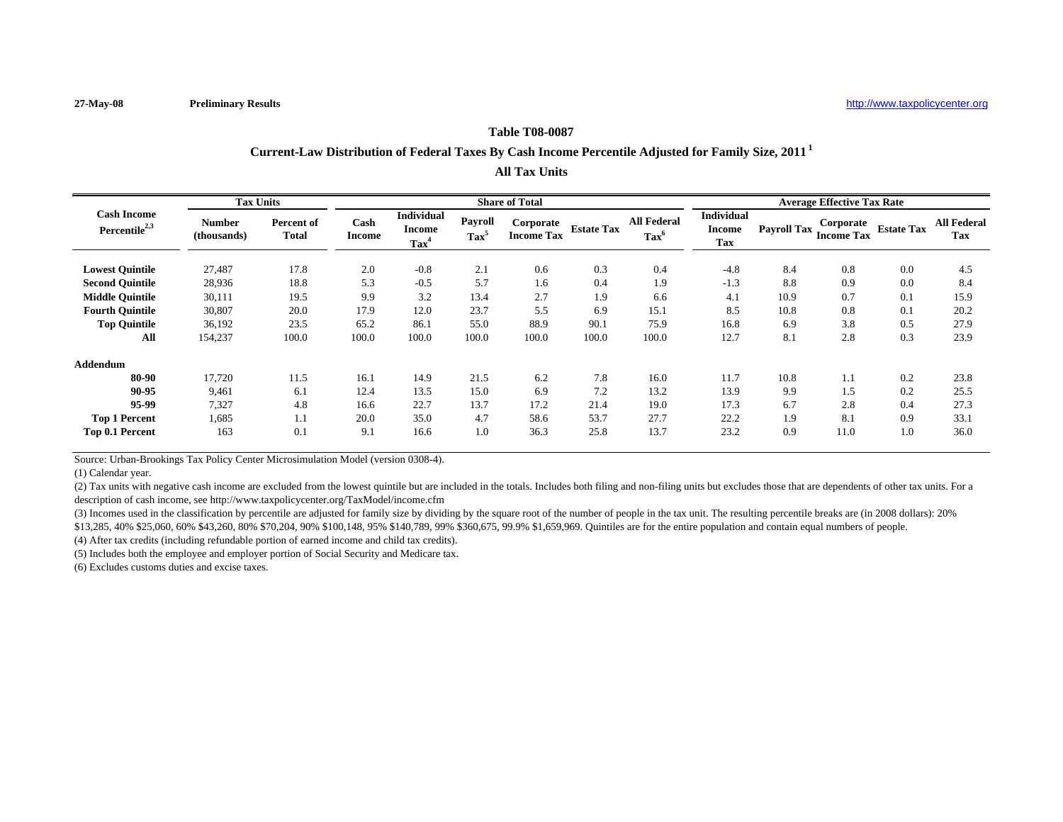27-May-08 **Preliminary Results** http://www.taxpolicycenter.org

### Table T08-0087

### Current-Law Distribution of Federal Taxes By Cash Income Percentile Adjusted for Family Size, 2011 [1]

### All Tax Units

| Cash Income Percentile[2,3] | Tax Units | | Share of Total | | | | | | Average Effective Tax Rate | | | | |
|---|---|---|---|---|---|---|---|---|---|---|---|---|---|
| | Number (thousands) | Percent of Total | Cash Income | Individual Income Tax[4] | Payroll Tax[5] | Corporate Income Tax | Estate Tax | All Federal Tax[6] | Individual Income Tax | Payroll Tax | Corporate Income Tax | Estate Tax | All Federal Tax |
| **Lowest Quintile** | 27,487 | 17.8 | 2.0 | -0.8 | 2.1 | 0.6 | 0.3 | 0.4 | -4.8 | 8.4 | 0.8 | 0.0 | 4.5 |
| **Second Quintile** | 28,936 | 18.8 | 5.3 | -0.5 | 5.7 | 1.6 | 0.4 | 1.9 | -1.3 | 8.8 | 0.9 | 0.0 | 8.4 |
| **Middle Quintile** | 30,111 | 19.5 | 9.9 | 3.2 | 13.4 | 2.7 | 1.9 | 6.6 | 4.1 | 10.9 | 0.7 | 0.1 | 15.9 |
| **Fourth Quintile** | 30,807 | 20.0 | 17.9 | 12.0 | 23.7 | 5.5 | 6.9 | 15.1 | 8.5 | 10.8 | 0.8 | 0.1 | 20.2 |
| **Top Quintile** | 36,192 | 23.5 | 65.2 | 86.1 | 55.0 | 88.9 | 90.1 | 75.9 | 16.8 | 6.9 | 3.8 | 0.5 | 27.9 |
| **All** | 154,237 | 100.0 | 100.0 | 100.0 | 100.0 | 100.0 | 100.0 | 100.0 | 12.7 | 8.1 | 2.8 | 0.3 | 23.9 |
| **Addendum** | | | | | | | | | | | | | |
| **80-90** | 17,720 | 11.5 | 16.1 | 14.9 | 21.5 | 6.2 | 7.8 | 16.0 | 11.7 | 10.8 | 1.1 | 0.2 | 23.8 |
| **90-95** | 9,461 | 6.1 | 12.4 | 13.5 | 15.0 | 6.9 | 7.2 | 13.2 | 13.9 | 9.9 | 1.5 | 0.2 | 25.5 |
| **95-99** | 7,327 | 4.8 | 16.6 | 22.7 | 13.7 | 17.2 | 21.4 | 19.0 | 17.3 | 6.7 | 2.8 | 0.4 | 27.3 |
| **Top 1 Percent** | 1,685 | 1.1 | 20.0 | 35.0 | 4.7 | 58.6 | 53.7 | 27.7 | 22.2 | 1.9 | 8.1 | 0.9 | 33.1 |
| **Top 0.1 Percent** | 163 | 0.1 | 9.1 | 16.6 | 1.0 | 36.3 | 25.8 | 13.7 | 23.2 | 0.9 | 11.0 | 1.0 | 36.0 |

Source: Urban-Brookings Tax Policy Center Microsimulation Model (version 0308-4).

(1) Calendar year.

(2) Tax units with negative cash income are excluded from the lowest quintile but are included in the totals. Includes both filing and non-filing units but excludes those that are dependents of other tax units. For a description of cash income, see http://www.taxpolicycenter.org/TaxModel/income.cfm

(3) Incomes used in the classification by percentile are adjusted for family size by dividing by the square root of the number of people in the tax unit. The resulting percentile breaks are (in 2008 dollars): 20% $13,285, 40% $25,060, 60% $43,260, 80% $70,204, 90% $100,148, 95% $140,789, 99% $360,675, 99.9% $1,659,969. Quintiles are for the entire population and contain equal numbers of people.

(4) After tax credits (including refundable portion of earned income and child tax credits).

(5) Includes both the employee and employer portion of Social Security and Medicare tax.

(6) Excludes customs duties and excise taxes.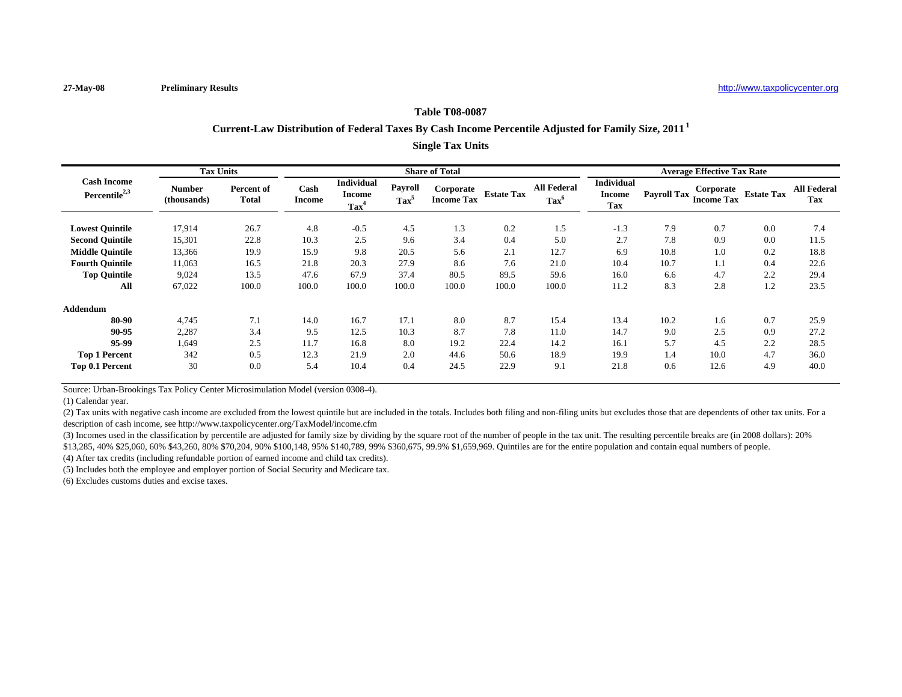27-May-08 **Preliminary Results** http://www.taxpolicycenter.org

## Table T08-0087

## Current-Law Distribution of Federal Taxes By Cash Income Percentile Adjusted for Family Size, 2011 [1]

## Single Tax Units

| Cash Income Percentile[2,3] | Tax Units | | Share of Total | | | | | | Average Effective Tax Rate | | | | |
|---|---|---|---|---|---|---|---|---|---|---|---|---|---|
| | Number (thousands) | Percent of Total | Cash Income | Individual Income Tax[4] | Payroll Tax[5] | Corporate Income Tax | Estate Tax | All Federal Tax[6] | Individual Income Tax | Payroll Tax | Corporate Income Tax | Estate Tax | All Federal Tax |
| Lowest Quintile | 17,914 | 26.7 | 4.8 | -0.5 | 4.5 | 1.3 | 0.2 | 1.5 | -1.3 | 7.9 | 0.7 | 0.0 | 7.4 |
| Second Quintile | 15,301 | 22.8 | 10.3 | 2.5 | 9.6 | 3.4 | 0.4 | 5.0 | 2.7 | 7.8 | 0.9 | 0.0 | 11.5 |
| Middle Quintile | 13,366 | 19.9 | 15.9 | 9.8 | 20.5 | 5.6 | 2.1 | 12.7 | 6.9 | 10.8 | 1.0 | 0.2 | 18.8 |
| Fourth Quintile | 11,063 | 16.5 | 21.8 | 20.3 | 27.9 | 8.6 | 7.6 | 21.0 | 10.4 | 10.7 | 1.1 | 0.4 | 22.6 |
| Top Quintile | 9,024 | 13.5 | 47.6 | 67.9 | 37.4 | 80.5 | 89.5 | 59.6 | 16.0 | 6.6 | 4.7 | 2.2 | 29.4 |
| All | 67,022 | 100.0 | 100.0 | 100.0 | 100.0 | 100.0 | 100.0 | 100.0 | 11.2 | 8.3 | 2.8 | 1.2 | 23.5 |
| **Addendum** | | | | | | | | | | | | | |
| 80-90 | 4,745 | 7.1 | 14.0 | 16.7 | 17.1 | 8.0 | 8.7 | 15.4 | 13.4 | 10.2 | 1.6 | 0.7 | 25.9 |
| 90-95 | 2,287 | 3.4 | 9.5 | 12.5 | 10.3 | 8.7 | 7.8 | 11.0 | 14.7 | 9.0 | 2.5 | 0.9 | 27.2 |
| 95-99 | 1,649 | 2.5 | 11.7 | 16.8 | 8.0 | 19.2 | 22.4 | 14.2 | 16.1 | 5.7 | 4.5 | 2.2 | 28.5 |
| Top 1 Percent | 342 | 0.5 | 12.3 | 21.9 | 2.0 | 44.6 | 50.6 | 18.9 | 19.9 | 1.4 | 10.0 | 4.7 | 36.0 |
| Top 0.1 Percent | 30 | 0.0 | 5.4 | 10.4 | 0.4 | 24.5 | 22.9 | 9.1 | 21.8 | 0.6 | 12.6 | 4.9 | 40.0 |

Source: Urban-Brookings Tax Policy Center Microsimulation Model (version 0308-4).

(1) Calendar year.

(2) Tax units with negative cash income are excluded from the lowest quintile but are included in the totals. Includes both filing and non-filing units but excludes those that are dependents of other tax units. For a description of cash income, see http://www.taxpolicycenter.org/TaxModel/income.cfm

(3) Incomes used in the classification by percentile are adjusted for family size by dividing by the square root of the number of people in the tax unit. The resulting percentile breaks are (in 2008 dollars): 20% $13,285, 40% $25,060, 60% $43,260, 80% $70,204, 90% $100,148, 95% $140,789, 99% $360,675, 99.9% $1,659,969. Quintiles are for the entire population and contain equal numbers of people.

(4) After tax credits (including refundable portion of earned income and child tax credits).

(5) Includes both the employee and employer portion of Social Security and Medicare tax.

(6) Excludes customs duties and excise taxes.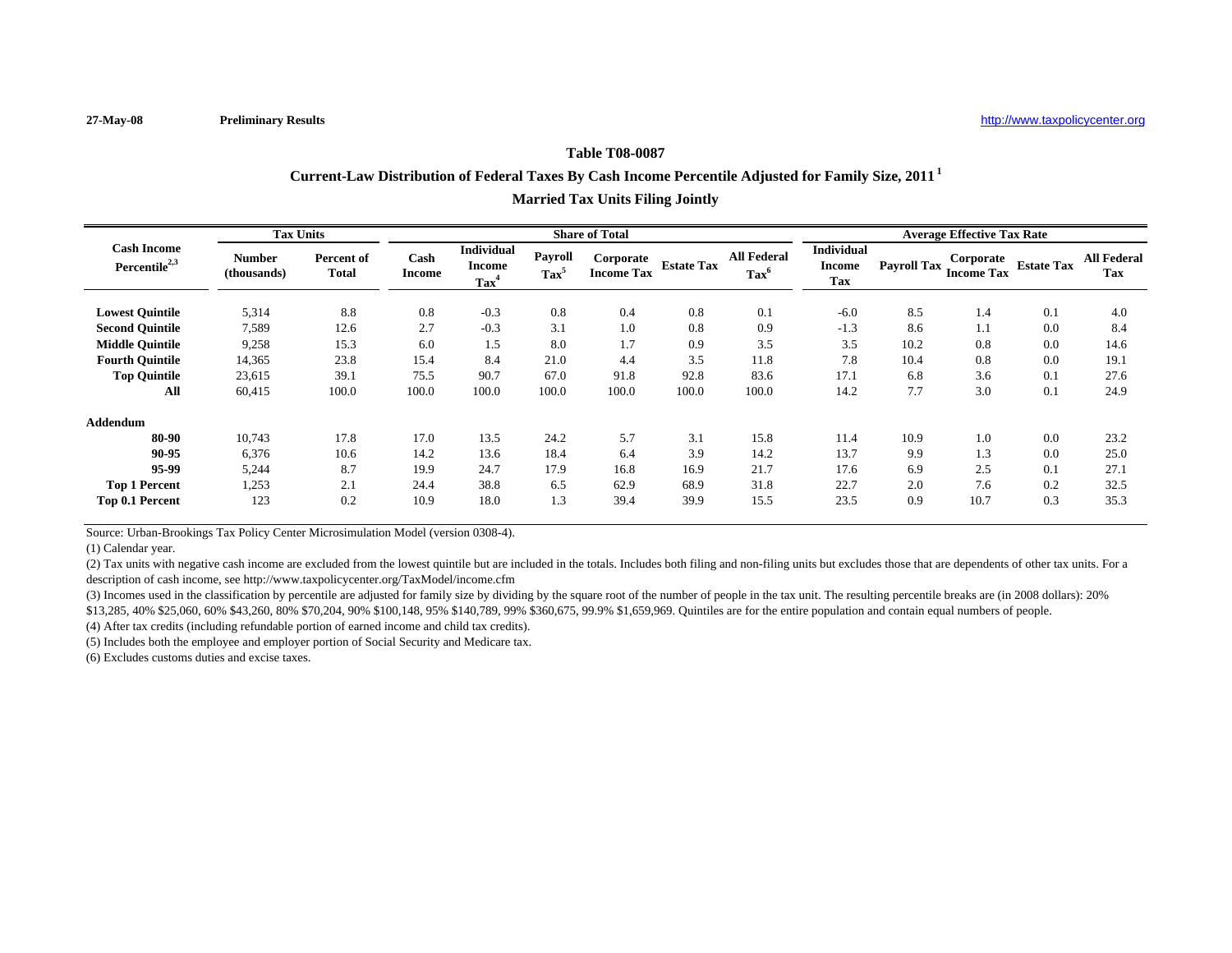27-May-08 **Preliminary Results** http://www.taxpolicycenter.org

### Table T08-0087

### Current-Law Distribution of Federal Taxes By Cash Income Percentile Adjusted for Family Size, 2011 [1]

### Married Tax Units Filing Jointly

| Cash Income Percentile[2,3] | Tax Units | | Share of Total | | | | | | Average Effective Tax Rate | | | | |
|---|---|---|---|---|---|---|---|---|---|---|---|---|---|
| | Number (thousands) | Percent of Total | Cash Income | Individual Income Tax[4] | Payroll Tax[5] | Corporate Income Tax | Estate Tax | All Federal Tax[6] | Individual Income Tax | Payroll Tax | Corporate Income Tax | Estate Tax | All Federal Tax |
| **Lowest Quintile** | 5,314 | 8.8 | 0.8 | -0.3 | 0.8 | 0.4 | 0.8 | 0.1 | -6.0 | 8.5 | 1.4 | 0.1 | 4.0 |
| **Second Quintile** | 7,589 | 12.6 | 2.7 | -0.3 | 3.1 | 1.0 | 0.8 | 0.9 | -1.3 | 8.6 | 1.1 | 0.0 | 8.4 |
| **Middle Quintile** | 9,258 | 15.3 | 6.0 | 1.5 | 8.0 | 1.7 | 0.9 | 3.5 | 3.5 | 10.2 | 0.8 | 0.0 | 14.6 |
| **Fourth Quintile** | 14,365 | 23.8 | 15.4 | 8.4 | 21.0 | 4.4 | 3.5 | 11.8 | 7.8 | 10.4 | 0.8 | 0.0 | 19.1 |
| **Top Quintile** | 23,615 | 39.1 | 75.5 | 90.7 | 67.0 | 91.8 | 92.8 | 83.6 | 17.1 | 6.8 | 3.6 | 0.1 | 27.6 |
| **All** | 60,415 | 100.0 | 100.0 | 100.0 | 100.0 | 100.0 | 100.0 | 100.0 | 14.2 | 7.7 | 3.0 | 0.1 | 24.9 |
| **Addendum** | | | | | | | | | | | | | |
| **80-90** | 10,743 | 17.8 | 17.0 | 13.5 | 24.2 | 5.7 | 3.1 | 15.8 | 11.4 | 10.9 | 1.0 | 0.0 | 23.2 |
| **90-95** | 6,376 | 10.6 | 14.2 | 13.6 | 18.4 | 6.4 | 3.9 | 14.2 | 13.7 | 9.9 | 1.3 | 0.0 | 25.0 |
| **95-99** | 5,244 | 8.7 | 19.9 | 24.7 | 17.9 | 16.8 | 16.9 | 21.7 | 17.6 | 6.9 | 2.5 | 0.1 | 27.1 |
| **Top 1 Percent** | 1,253 | 2.1 | 24.4 | 38.8 | 6.5 | 62.9 | 68.9 | 31.8 | 22.7 | 2.0 | 7.6 | 0.2 | 32.5 |
| **Top 0.1 Percent** | 123 | 0.2 | 10.9 | 18.0 | 1.3 | 39.4 | 39.9 | 15.5 | 23.5 | 0.9 | 10.7 | 0.3 | 35.3 |

Source: Urban-Brookings Tax Policy Center Microsimulation Model (version 0308-4).

(1) Calendar year.

(2) Tax units with negative cash income are excluded from the lowest quintile but are included in the totals. Includes both filing and non-filing units but excludes those that are dependents of other tax units. For a description of cash income, see http://www.taxpolicycenter.org/TaxModel/income.cfm

(3) Incomes used in the classification by percentile are adjusted for family size by dividing by the square root of the number of people in the tax unit. The resulting percentile breaks are (in 2008 dollars): 20% $13,285, 40% $25,060, 60% $43,260, 80% $70,204, 90% $100,148, 95% $140,789, 99% $360,675, 99.9% $1,659,969. Quintiles are for the entire population and contain equal numbers of people.

(4) After tax credits (including refundable portion of earned income and child tax credits).

(5) Includes both the employee and employer portion of Social Security and Medicare tax.

(6) Excludes customs duties and excise taxes.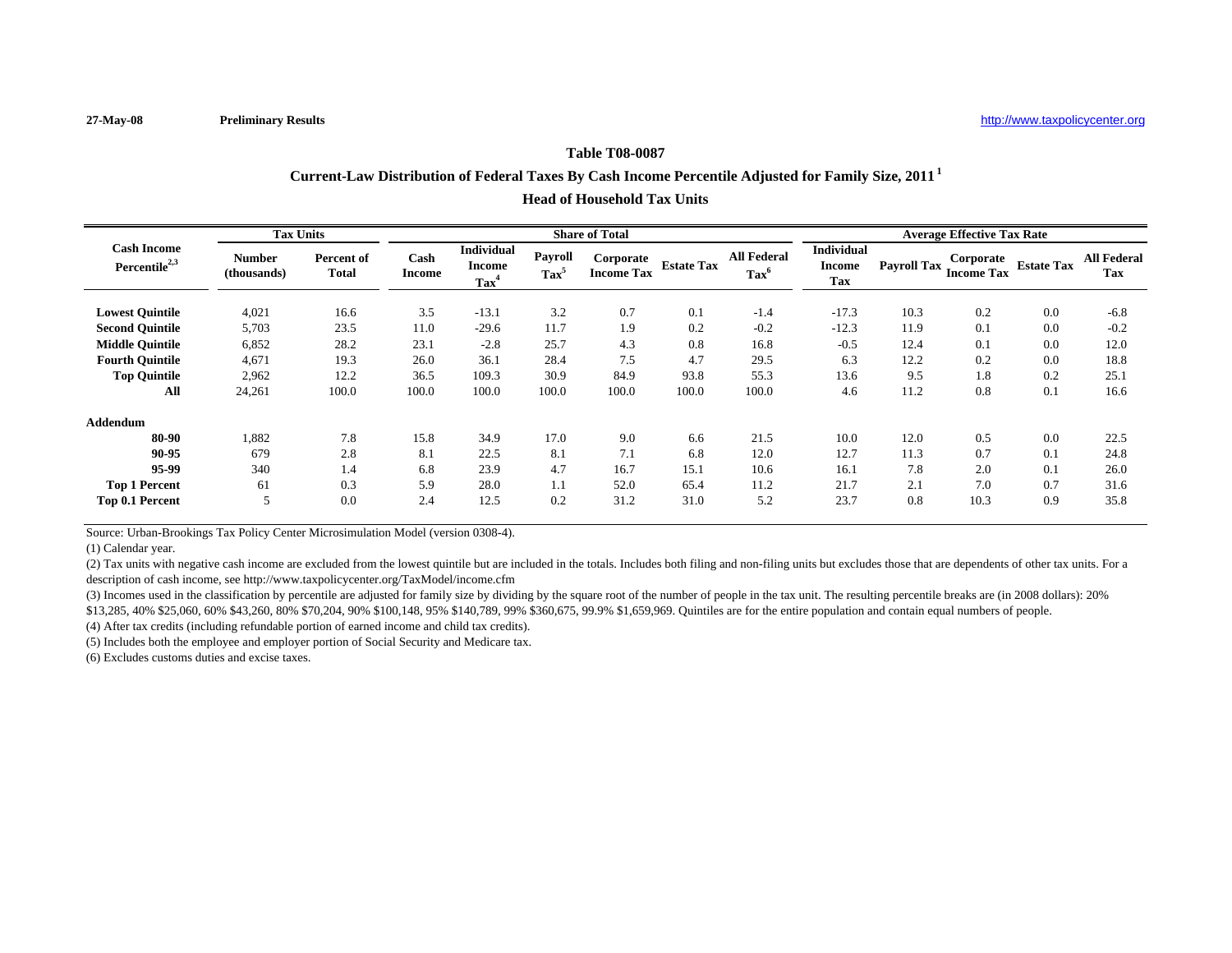27-May-08 **Preliminary Results** http://www.taxpolicycenter.org

### Table T08-0087

### Current-Law Distribution of Federal Taxes By Cash Income Percentile Adjusted for Family Size, 2011 [1]

### Head of Household Tax Units

| Cash Income Percentile[2,3] | Tax Units | | Share of Total | | | | | | Average Effective Tax Rate | | | | |
|---|---|---|---|---|---|---|---|---|---|---|---|---|---|
| | Number (thousands) | Percent of Total | Cash Income | Individual Income Tax[4] | Payroll Tax[5] | Corporate Income Tax | Estate Tax | All Federal Tax[6] | Individual Income Tax | Payroll Tax | Corporate Income Tax | Estate Tax | All Federal Tax |
| **Lowest Quintile** | 4,021 | 16.6 | 3.5 | -13.1 | 3.2 | 0.7 | 0.1 | -1.4 | -17.3 | 10.3 | 0.2 | 0.0 | -6.8 |
| **Second Quintile** | 5,703 | 23.5 | 11.0 | -29.6 | 11.7 | 1.9 | 0.2 | -0.2 | -12.3 | 11.9 | 0.1 | 0.0 | -0.2 |
| **Middle Quintile** | 6,852 | 28.2 | 23.1 | -2.8 | 25.7 | 4.3 | 0.8 | 16.8 | -0.5 | 12.4 | 0.1 | 0.0 | 12.0 |
| **Fourth Quintile** | 4,671 | 19.3 | 26.0 | 36.1 | 28.4 | 7.5 | 4.7 | 29.5 | 6.3 | 12.2 | 0.2 | 0.0 | 18.8 |
| **Top Quintile** | 2,962 | 12.2 | 36.5 | 109.3 | 30.9 | 84.9 | 93.8 | 55.3 | 13.6 | 9.5 | 1.8 | 0.2 | 25.1 |
| **All** | 24,261 | 100.0 | 100.0 | 100.0 | 100.0 | 100.0 | 100.0 | 100.0 | 4.6 | 11.2 | 0.8 | 0.1 | 16.6 |
| **Addendum** | | | | | | | | | | | | | |
| **80-90** | 1,882 | 7.8 | 15.8 | 34.9 | 17.0 | 9.0 | 6.6 | 21.5 | 10.0 | 12.0 | 0.5 | 0.0 | 22.5 |
| **90-95** | 679 | 2.8 | 8.1 | 22.5 | 8.1 | 7.1 | 6.8 | 12.0 | 12.7 | 11.3 | 0.7 | 0.1 | 24.8 |
| **95-99** | 340 | 1.4 | 6.8 | 23.9 | 4.7 | 16.7 | 15.1 | 10.6 | 16.1 | 7.8 | 2.0 | 0.1 | 26.0 |
| **Top 1 Percent** | 61 | 0.3 | 5.9 | 28.0 | 1.1 | 52.0 | 65.4 | 11.2 | 21.7 | 2.1 | 7.0 | 0.7 | 31.6 |
| **Top 0.1 Percent** | 5 | 0.0 | 2.4 | 12.5 | 0.2 | 31.2 | 31.0 | 5.2 | 23.7 | 0.8 | 10.3 | 0.9 | 35.8 |

Source: Urban-Brookings Tax Policy Center Microsimulation Model (version 0308-4).

(1) Calendar year.

(2) Tax units with negative cash income are excluded from the lowest quintile but are included in the totals. Includes both filing and non-filing units but excludes those that are dependents of other tax units. For a description of cash income, see http://www.taxpolicycenter.org/TaxModel/income.cfm

(3) Incomes used in the classification by percentile are adjusted for family size by dividing by the square root of the number of people in the tax unit. The resulting percentile breaks are (in 2008 dollars): 20% $13,285, 40% $25,060, 60% $43,260, 80% $70,204, 90% $100,148, 95% $140,789, 99% $360,675, 99.9% $1,659,969. Quintiles are for the entire population and contain equal numbers of people.

(4) After tax credits (including refundable portion of earned income and child tax credits).

(5) Includes both the employee and employer portion of Social Security and Medicare tax.

(6) Excludes customs duties and excise taxes.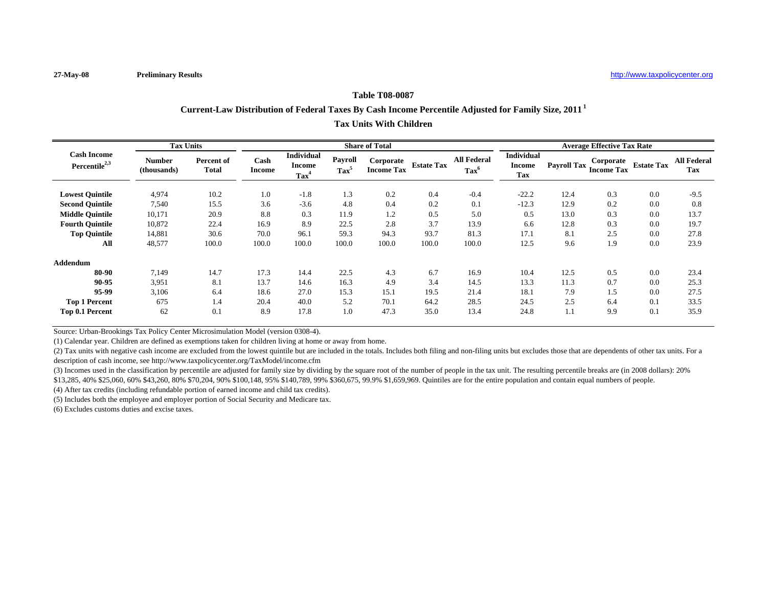27-May-08 **Preliminary Results** http://www.taxpolicycenter.org

### Table T08-0087

### Current-Law Distribution of Federal Taxes By Cash Income Percentile Adjusted for Family Size, 2011 [1]

### Tax Units With Children

| Cash Income Percentile[2,3] | Tax Units | | Share of Total | | | | | | Average Effective Tax Rate | | | | |
|---|---|---|---|---|---|---|---|---|---|---|---|---|---|
| | Number (thousands) | Percent of Total | Cash Income | Individual Income Tax[4] | Payroll Tax[5] | Corporate Income Tax | Estate Tax | All Federal Tax[6] | Individual Income Tax | Payroll Tax | Corporate Income Tax | Estate Tax | All Federal Tax |
| **Lowest Quintile** | 4,974 | 10.2 | 1.0 | -1.8 | 1.3 | 0.2 | 0.4 | -0.4 | -22.2 | 12.4 | 0.3 | 0.0 | -9.5 |
| **Second Quintile** | 7,540 | 15.5 | 3.6 | -3.6 | 4.8 | 0.4 | 0.2 | 0.1 | -12.3 | 12.9 | 0.2 | 0.0 | 0.8 |
| **Middle Quintile** | 10,171 | 20.9 | 8.8 | 0.3 | 11.9 | 1.2 | 0.5 | 5.0 | 0.5 | 13.0 | 0.3 | 0.0 | 13.7 |
| **Fourth Quintile** | 10,872 | 22.4 | 16.9 | 8.9 | 22.5 | 2.8 | 3.7 | 13.9 | 6.6 | 12.8 | 0.3 | 0.0 | 19.7 |
| **Top Quintile** | 14,881 | 30.6 | 70.0 | 96.1 | 59.3 | 94.3 | 93.7 | 81.3 | 17.1 | 8.1 | 2.5 | 0.0 | 27.8 |
| **All** | 48,577 | 100.0 | 100.0 | 100.0 | 100.0 | 100.0 | 100.0 | 100.0 | 12.5 | 9.6 | 1.9 | 0.0 | 23.9 |
| **Addendum** | | | | | | | | | | | | | |
| **80-90** | 7,149 | 14.7 | 17.3 | 14.4 | 22.5 | 4.3 | 6.7 | 16.9 | 10.4 | 12.5 | 0.5 | 0.0 | 23.4 |
| **90-95** | 3,951 | 8.1 | 13.7 | 14.6 | 16.3 | 4.9 | 3.4 | 14.5 | 13.3 | 11.3 | 0.7 | 0.0 | 25.3 |
| **95-99** | 3,106 | 6.4 | 18.6 | 27.0 | 15.3 | 15.1 | 19.5 | 21.4 | 18.1 | 7.9 | 1.5 | 0.0 | 27.5 |
| **Top 1 Percent** | 675 | 1.4 | 20.4 | 40.0 | 5.2 | 70.1 | 64.2 | 28.5 | 24.5 | 2.5 | 6.4 | 0.1 | 33.5 |
| **Top 0.1 Percent** | 62 | 0.1 | 8.9 | 17.8 | 1.0 | 47.3 | 35.0 | 13.4 | 24.8 | 1.1 | 9.9 | 0.1 | 35.9 |

Source: Urban-Brookings Tax Policy Center Microsimulation Model (version 0308-4).

(1) Calendar year. Children are defined as exemptions taken for children living at home or away from home.

(2) Tax units with negative cash income are excluded from the lowest quintile but are included in the totals. Includes both filing and non-filing units but excludes those that are dependents of other tax units. For a description of cash income, see http://www.taxpolicycenter.org/TaxModel/income.cfm

(3) Incomes used in the classification by percentile are adjusted for family size by dividing by the square root of the number of people in the tax unit. The resulting percentile breaks are (in 2008 dollars): 20% $13,285, 40% $25,060, 60% $43,260, 80% $70,204, 90% $100,148, 95% $140,789, 99% $360,675, 99.9% $1,659,969. Quintiles are for the entire population and contain equal numbers of people.

(4) After tax credits (including refundable portion of earned income and child tax credits).

(5) Includes both the employee and employer portion of Social Security and Medicare tax.

(6) Excludes customs duties and excise taxes.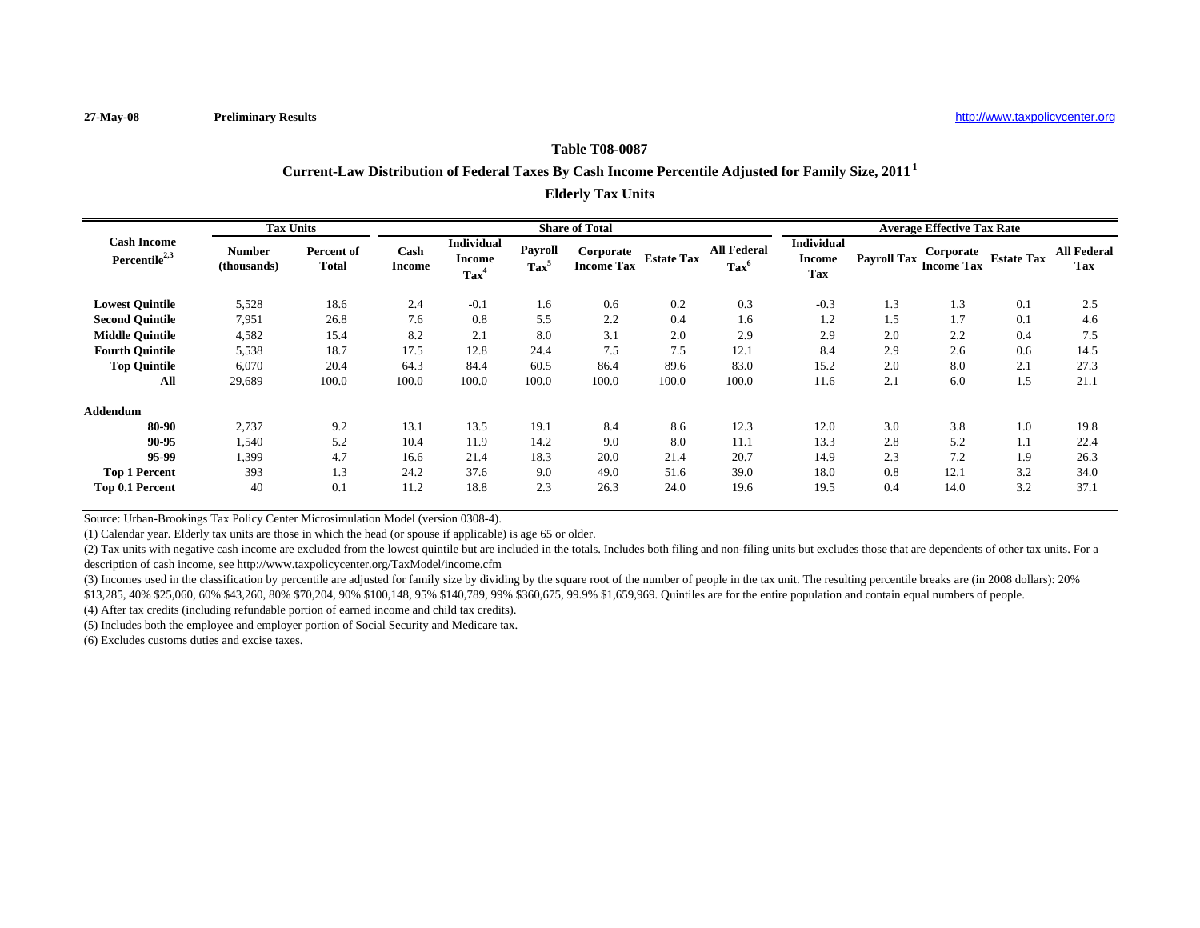27-May-08 **Preliminary Results** http://www.taxpolicycenter.org

## Table T08-0087

## Current-Law Distribution of Federal Taxes By Cash Income Percentile Adjusted for Family Size, 2011 [1]

## Elderly Tax Units

| Cash Income Percentile[2,3] | Tax Units | | Share of Total | | | | | | Average Effective Tax Rate | | | | |
|---|---|---|---|---|---|---|---|---|---|---|---|---|---|
| | Number (thousands) | Percent of Total | Cash Income | Individual Income Tax[4] | Payroll Tax[5] | Corporate Income Tax | Estate Tax | All Federal Tax[6] | Individual Income Tax | Payroll Tax | Corporate Income Tax | Estate Tax | All Federal Tax |
| **Lowest Quintile** | 5,528 | 18.6 | 2.4 | -0.1 | 1.6 | 0.6 | 0.2 | 0.3 | -0.3 | 1.3 | 1.3 | 0.1 | 2.5 |
| **Second Quintile** | 7,951 | 26.8 | 7.6 | 0.8 | 5.5 | 2.2 | 0.4 | 1.6 | 1.2 | 1.5 | 1.7 | 0.1 | 4.6 |
| **Middle Quintile** | 4,582 | 15.4 | 8.2 | 2.1 | 8.0 | 3.1 | 2.0 | 2.9 | 2.9 | 2.0 | 2.2 | 0.4 | 7.5 |
| **Fourth Quintile** | 5,538 | 18.7 | 17.5 | 12.8 | 24.4 | 7.5 | 7.5 | 12.1 | 8.4 | 2.9 | 2.6 | 0.6 | 14.5 |
| **Top Quintile** | 6,070 | 20.4 | 64.3 | 84.4 | 60.5 | 86.4 | 89.6 | 83.0 | 15.2 | 2.0 | 8.0 | 2.1 | 27.3 |
| **All** | 29,689 | 100.0 | 100.0 | 100.0 | 100.0 | 100.0 | 100.0 | 100.0 | 11.6 | 2.1 | 6.0 | 1.5 | 21.1 |
| **Addendum** | | | | | | | | | | | | | |
| **80-90** | 2,737 | 9.2 | 13.1 | 13.5 | 19.1 | 8.4 | 8.6 | 12.3 | 12.0 | 3.0 | 3.8 | 1.0 | 19.8 |
| **90-95** | 1,540 | 5.2 | 10.4 | 11.9 | 14.2 | 9.0 | 8.0 | 11.1 | 13.3 | 2.8 | 5.2 | 1.1 | 22.4 |
| **95-99** | 1,399 | 4.7 | 16.6 | 21.4 | 18.3 | 20.0 | 21.4 | 20.7 | 14.9 | 2.3 | 7.2 | 1.9 | 26.3 |
| **Top 1 Percent** | 393 | 1.3 | 24.2 | 37.6 | 9.0 | 49.0 | 51.6 | 39.0 | 18.0 | 0.8 | 12.1 | 3.2 | 34.0 |
| **Top 0.1 Percent** | 40 | 0.1 | 11.2 | 18.8 | 2.3 | 26.3 | 24.0 | 19.6 | 19.5 | 0.4 | 14.0 | 3.2 | 37.1 |

Source: Urban-Brookings Tax Policy Center Microsimulation Model (version 0308-4).

(1) Calendar year. Elderly tax units are those in which the head (or spouse if applicable) is age 65 or older.

(2) Tax units with negative cash income are excluded from the lowest quintile but are included in the totals. Includes both filing and non-filing units but excludes those that are dependents of other tax units. For a description of cash income, see http://www.taxpolicycenter.org/TaxModel/income.cfm

(3) Incomes used in the classification by percentile are adjusted for family size by dividing by the square root of the number of people in the tax unit. The resulting percentile breaks are (in 2008 dollars): 20% $13,285, 40% $25,060, 60% $43,260, 80% $70,204, 90% $100,148, 95% $140,789, 99% $360,675, 99.9% $1,659,969. Quintiles are for the entire population and contain equal numbers of people.

(4) After tax credits (including refundable portion of earned income and child tax credits).

(5) Includes both the employee and employer portion of Social Security and Medicare tax.

(6) Excludes customs duties and excise taxes.